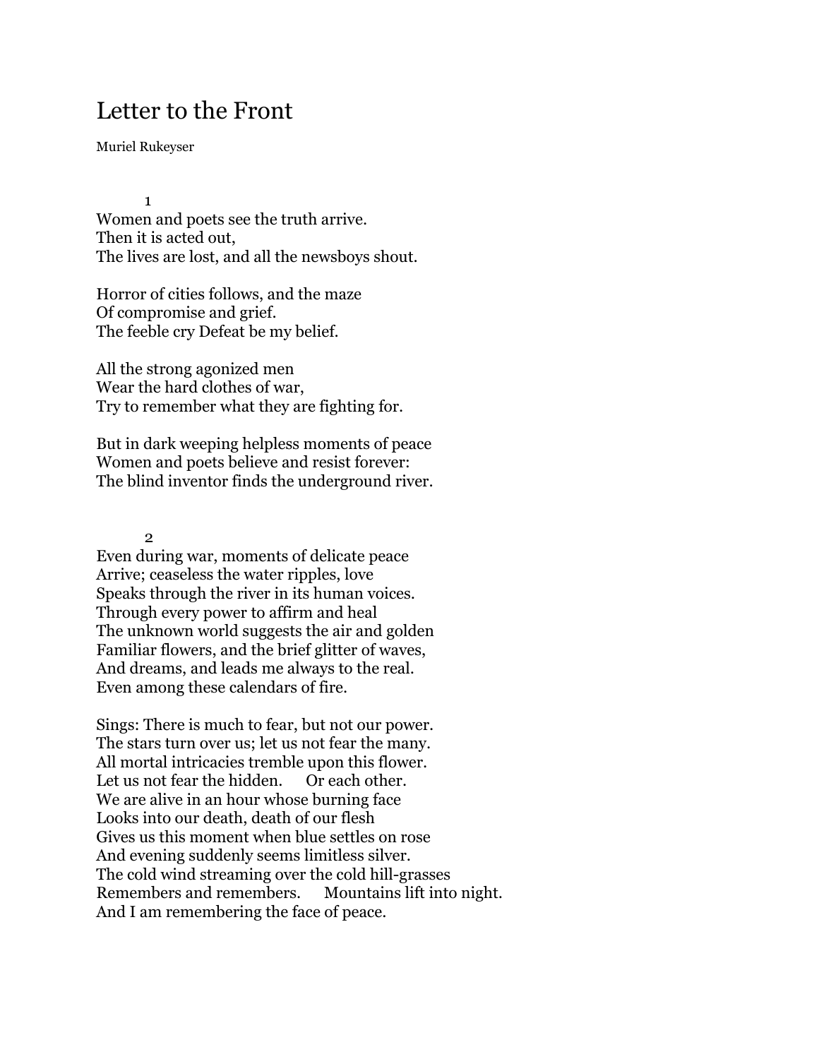# Letter to the Front

Muriel Rukeyser

1

Women and poets see the truth arrive.  
Then it is acted out,  
The lives are lost, and all the newsboys shout.

Horror of cities follows, and the maze  
Of compromise and grief.  
The feeble cry Defeat be my belief.

All the strong agonized men  
Wear the hard clothes of war,  
Try to remember what they are fighting for.

But in dark weeping helpless moments of peace  
Women and poets believe and resist forever:  
The blind inventor finds the underground river.

2

Even during war, moments of delicate peace  
Arrive; ceaseless the water ripples, love  
Speaks through the river in its human voices.  
Through every power to affirm and heal  
The unknown world suggests the air and golden  
Familiar flowers, and the brief glitter of waves,  
And dreams, and leads me always to the real.  
Even among these calendars of fire.

Sings: There is much to fear, but not our power.  
The stars turn over us; let us not fear the many.  
All mortal intricacies tremble upon this flower.  
Let us not fear the hidden.      Or each other.  
We are alive in an hour whose burning face  
Looks into our death, death of our flesh  
Gives us this moment when blue settles on rose  
And evening suddenly seems limitless silver.  
The cold wind streaming over the cold hill-grasses  
Remembers and remembers.      Mountains lift into night.  
And I am remembering the face of peace.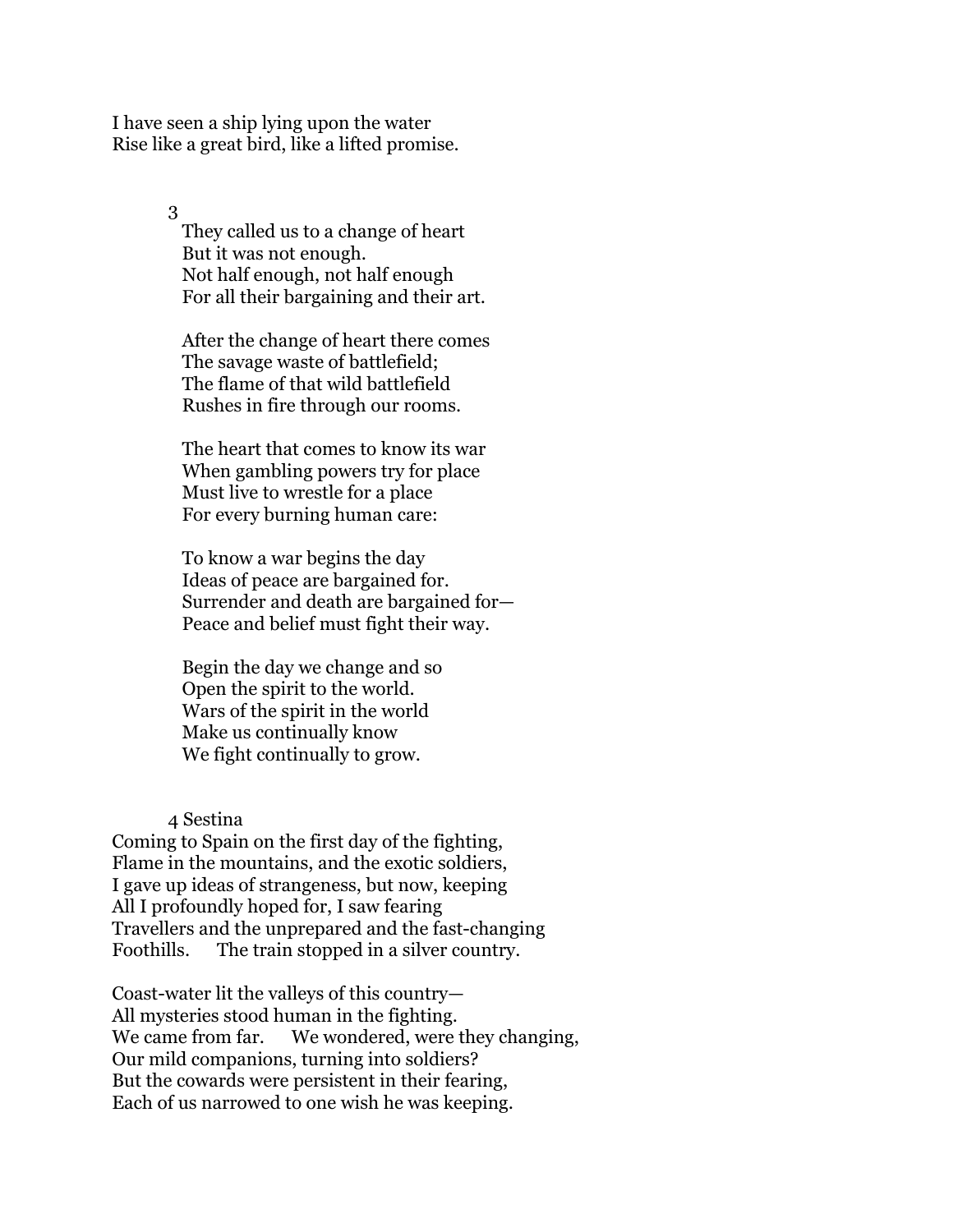I have seen a ship lying upon the water
Rise like a great bird, like a lifted promise.

3

They called us to a change of heart
But it was not enough.
Not half enough, not half enough
For all their bargaining and their art.

After the change of heart there comes
The savage waste of battlefield;
The flame of that wild battlefield
Rushes in fire through our rooms.

The heart that comes to know its war
When gambling powers try for place
Must live to wrestle for a place
For every burning human care:

To know a war begins the day
Ideas of peace are bargained for.
Surrender and death are bargained for—
Peace and belief must fight their way.

Begin the day we change and so
Open the spirit to the world.
Wars of the spirit in the world
Make us continually know
We fight continually to grow.

4 Sestina

Coming to Spain on the first day of the fighting,
Flame in the mountains, and the exotic soldiers,
I gave up ideas of strangeness, but now, keeping
All I profoundly hoped for, I saw fearing
Travellers and the unprepared and the fast-changing
Foothills. The train stopped in a silver country.

Coast-water lit the valleys of this country—
All mysteries stood human in the fighting.
We came from far. We wondered, were they changing,
Our mild companions, turning into soldiers?
But the cowards were persistent in their fearing,
Each of us narrowed to one wish he was keeping.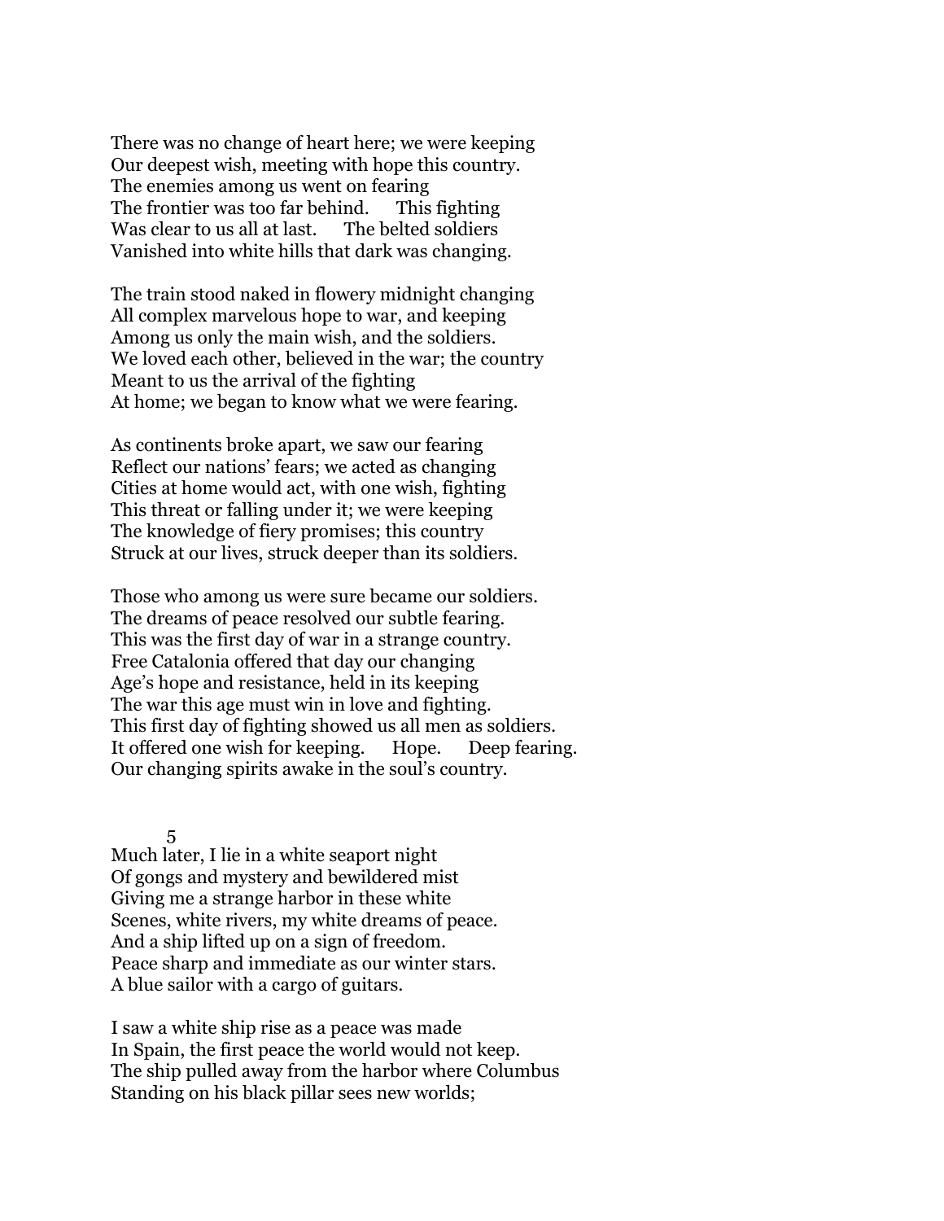There was no change of heart here; we were keeping  
Our deepest wish, meeting with hope this country.  
The enemies among us went on fearing  
The frontier was too far behind.      This fighting  
Was clear to us all at last.      The belted soldiers  
Vanished into white hills that dark was changing.

The train stood naked in flowery midnight changing  
All complex marvelous hope to war, and keeping  
Among us only the main wish, and the soldiers.  
We loved each other, believed in the war; the country  
Meant to us the arrival of the fighting  
At home; we began to know what we were fearing.

As continents broke apart, we saw our fearing  
Reflect our nations' fears; we acted as changing  
Cities at home would act, with one wish, fighting  
This threat or falling under it; we were keeping  
The knowledge of fiery promises; this country  
Struck at our lives, struck deeper than its soldiers.

Those who among us were sure became our soldiers.  
The dreams of peace resolved our subtle fearing.  
This was the first day of war in a strange country.  
Free Catalonia offered that day our changing  
Age's hope and resistance, held in its keeping  
The war this age must win in love and fighting.  
This first day of fighting showed us all men as soldiers.  
It offered one wish for keeping.      Hope.      Deep fearing.  
Our changing spirits awake in the soul's country.

## 5

Much later, I lie in a white seaport night  
Of gongs and mystery and bewildered mist  
Giving me a strange harbor in these white  
Scenes, white rivers, my white dreams of peace.  
And a ship lifted up on a sign of freedom.  
Peace sharp and immediate as our winter stars.  
A blue sailor with a cargo of guitars.

I saw a white ship rise as a peace was made  
In Spain, the first peace the world would not keep.  
The ship pulled away from the harbor where Columbus  
Standing on his black pillar sees new worlds;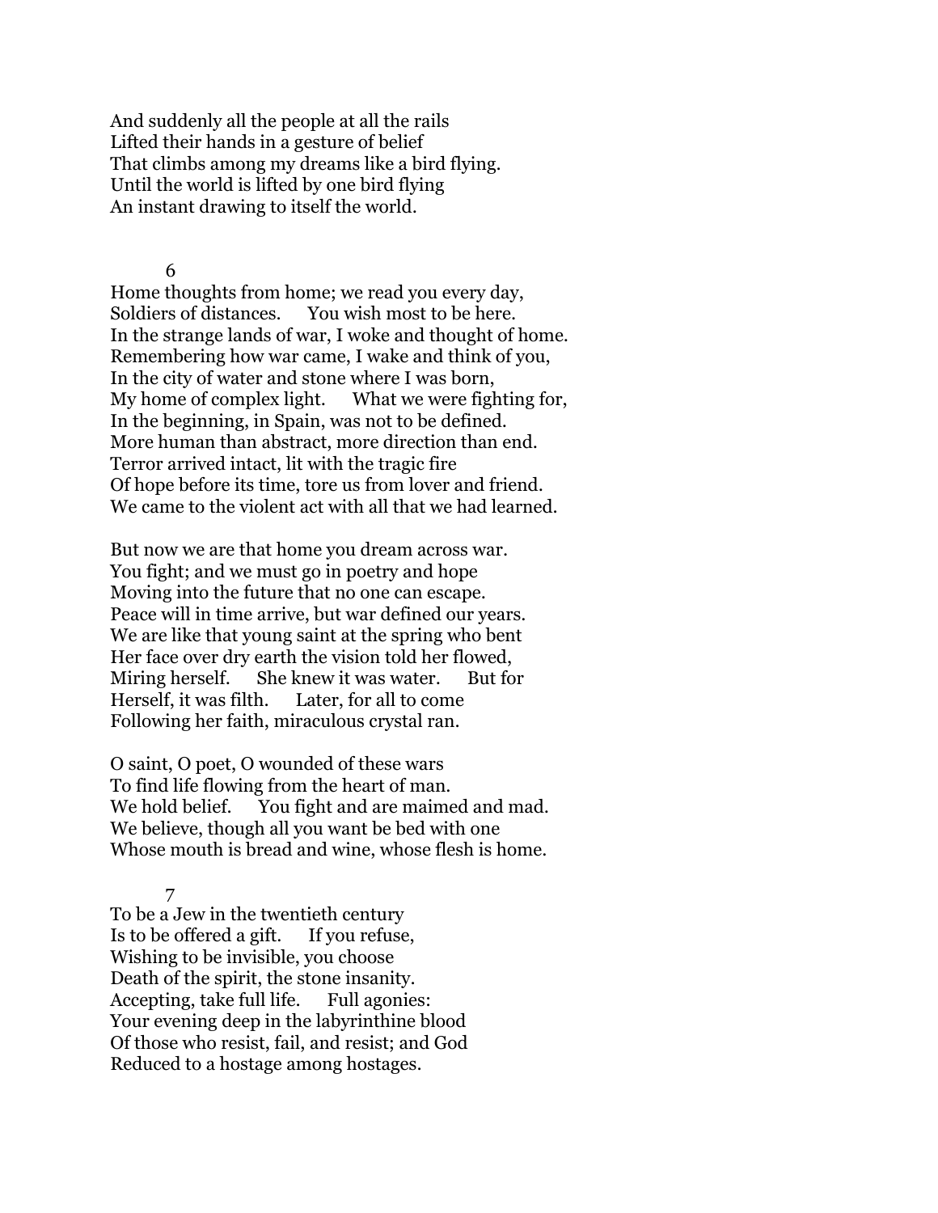And suddenly all the people at all the rails  
Lifted their hands in a gesture of belief  
That climbs among my dreams like a bird flying.  
Until the world is lifted by one bird flying  
An instant drawing to itself the world.

6

Home thoughts from home; we read you every day,  
Soldiers of distances.      You wish most to be here.  
In the strange lands of war, I woke and thought of home.  
Remembering how war came, I wake and think of you,  
In the city of water and stone where I was born,  
My home of complex light.      What we were fighting for,  
In the beginning, in Spain, was not to be defined.  
More human than abstract, more direction than end.  
Terror arrived intact, lit with the tragic fire  
Of hope before its time, tore us from lover and friend.  
We came to the violent act with all that we had learned.

But now we are that home you dream across war.  
You fight; and we must go in poetry and hope  
Moving into the future that no one can escape.  
Peace will in time arrive, but war defined our years.  
We are like that young saint at the spring who bent  
Her face over dry earth the vision told her flowed,  
Miring herself.      She knew it was water.      But for  
Herself, it was filth.      Later, for all to come  
Following her faith, miraculous crystal ran.

O saint, O poet, O wounded of these wars  
To find life flowing from the heart of man.  
We hold belief.      You fight and are maimed and mad.  
We believe, though all you want be bed with one  
Whose mouth is bread and wine, whose flesh is home.

7

To be a Jew in the twentieth century  
Is to be offered a gift.      If you refuse,  
Wishing to be invisible, you choose  
Death of the spirit, the stone insanity.  
Accepting, take full life.      Full agonies:  
Your evening deep in the labyrinthine blood  
Of those who resist, fail, and resist; and God  
Reduced to a hostage among hostages.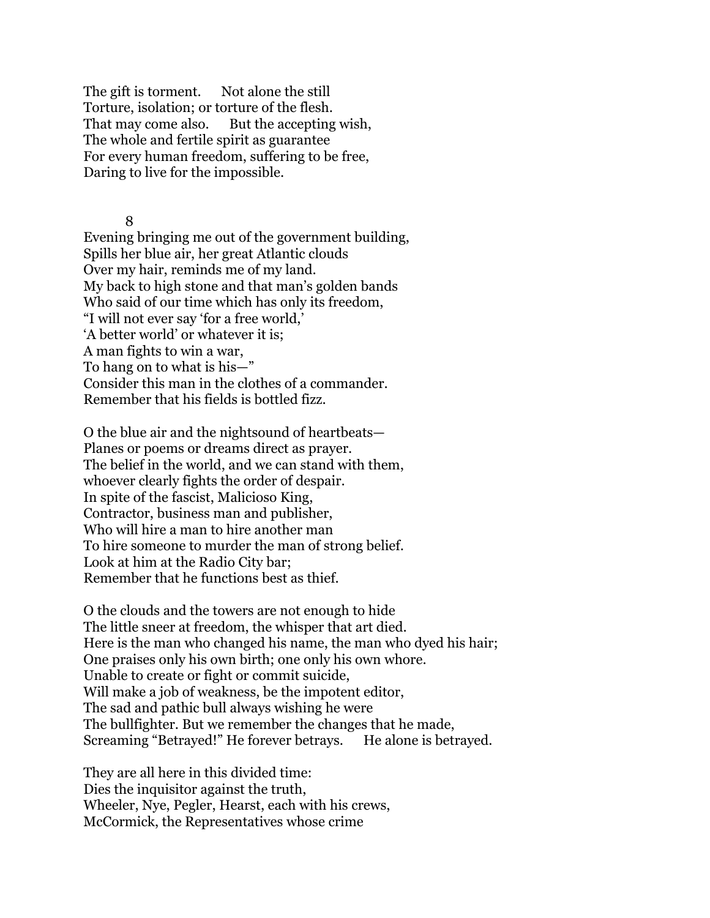The gift is torment.      Not alone the still
Torture, isolation; or torture of the flesh.
That may come also.      But the accepting wish,
The whole and fertile spirit as guarantee
For every human freedom, suffering to be free,
Daring to live for the impossible.

8

Evening bringing me out of the government building,
Spills her blue air, her great Atlantic clouds
Over my hair, reminds me of my land.
My back to high stone and that man's golden bands
Who said of our time which has only its freedom,
"I will not ever say 'for a free world,'
'A better world' or whatever it is;
A man fights to win a war,
To hang on to what is his—"
Consider this man in the clothes of a commander.
Remember that his fields is bottled fizz.

O the blue air and the nightsound of heartbeats—
Planes or poems or dreams direct as prayer.
The belief in the world, and we can stand with them,
whoever clearly fights the order of despair.
In spite of the fascist, Malicioso King,
Contractor, business man and publisher,
Who will hire a man to hire another man
To hire someone to murder the man of strong belief.
Look at him at the Radio City bar;
Remember that he functions best as thief.

O the clouds and the towers are not enough to hide
The little sneer at freedom, the whisper that art died.
Here is the man who changed his name, the man who dyed his hair;
One praises only his own birth; one only his own whore.
Unable to create or fight or commit suicide,
Will make a job of weakness, be the impotent editor,
The sad and pathic bull always wishing he were
The bullfighter. But we remember the changes that he made,
Screaming "Betrayed!" He forever betrays.      He alone is betrayed.

They are all here in this divided time:
Dies the inquisitor against the truth,
Wheeler, Nye, Pegler, Hearst, each with his crews,
McCormick, the Representatives whose crime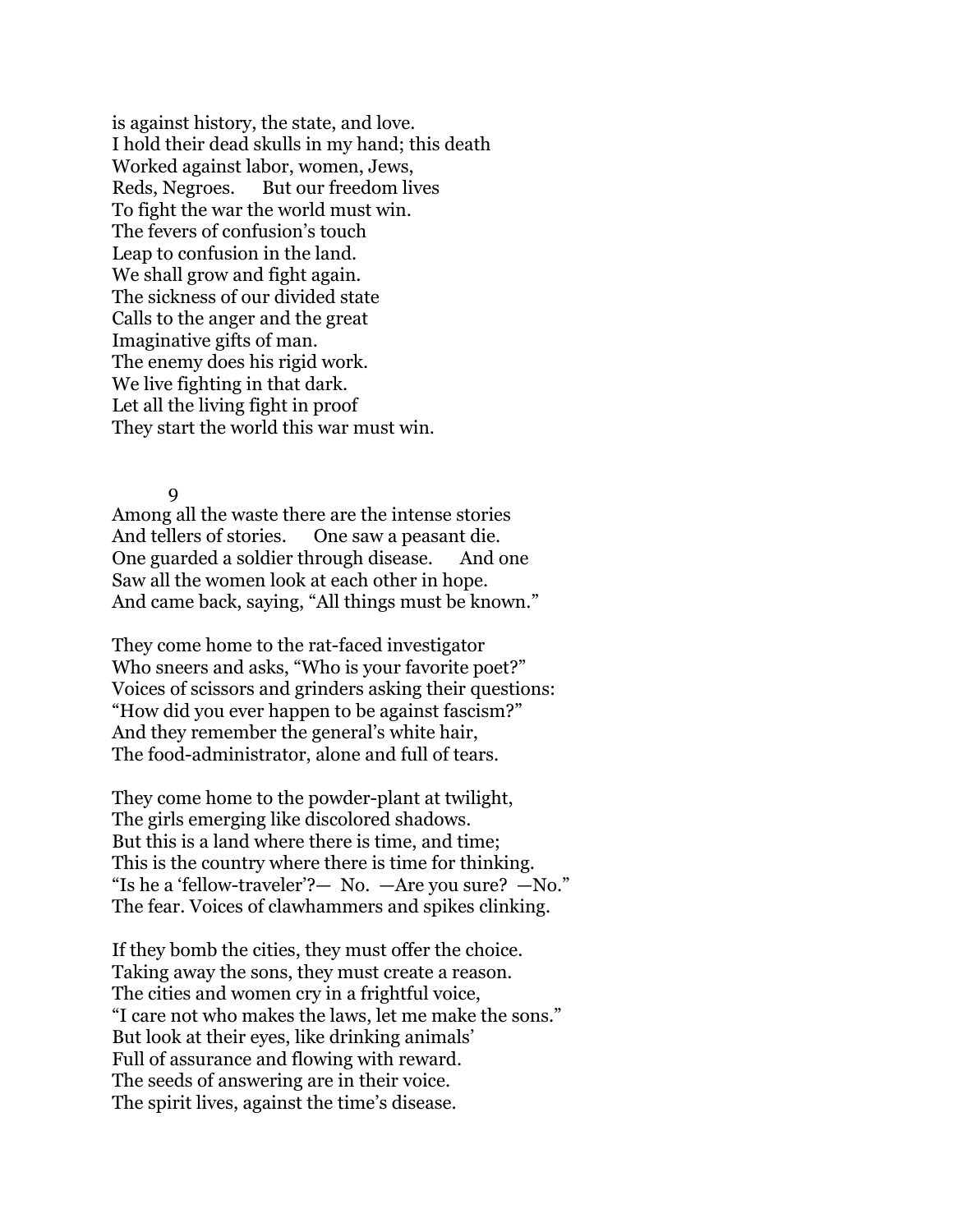is against history, the state, and love.  
I hold their dead skulls in my hand; this death  
Worked against labor, women, Jews,  
Reds, Negroes.      But our freedom lives  
To fight the war the world must win.  
The fevers of confusion's touch  
Leap to confusion in the land.  
We shall grow and fight again.  
The sickness of our divided state  
Calls to the anger and the great  
Imaginative gifts of man.  
The enemy does his rigid work.  
We live fighting in that dark.  
Let all the living fight in proof  
They start the world this war must win.

9

Among all the waste there are the intense stories  
And tellers of stories.      One saw a peasant die.  
One guarded a soldier through disease.      And one  
Saw all the women look at each other in hope.  
And came back, saying, "All things must be known."

They come home to the rat-faced investigator  
Who sneers and asks, "Who is your favorite poet?"  
Voices of scissors and grinders asking their questions:  
"How did you ever happen to be against fascism?"  
And they remember the general's white hair,  
The food-administrator, alone and full of tears.

They come home to the powder-plant at twilight,  
The girls emerging like discolored shadows.  
But this is a land where there is time, and time;  
This is the country where there is time for thinking.  
"Is he a 'fellow-traveler'?—  No.  —Are you sure?  —No."  
The fear. Voices of clawhammers and spikes clinking.

If they bomb the cities, they must offer the choice.  
Taking away the sons, they must create a reason.  
The cities and women cry in a frightful voice,  
"I care not who makes the laws, let me make the sons."  
But look at their eyes, like drinking animals'  
Full of assurance and flowing with reward.  
The seeds of answering are in their voice.  
The spirit lives, against the time's disease.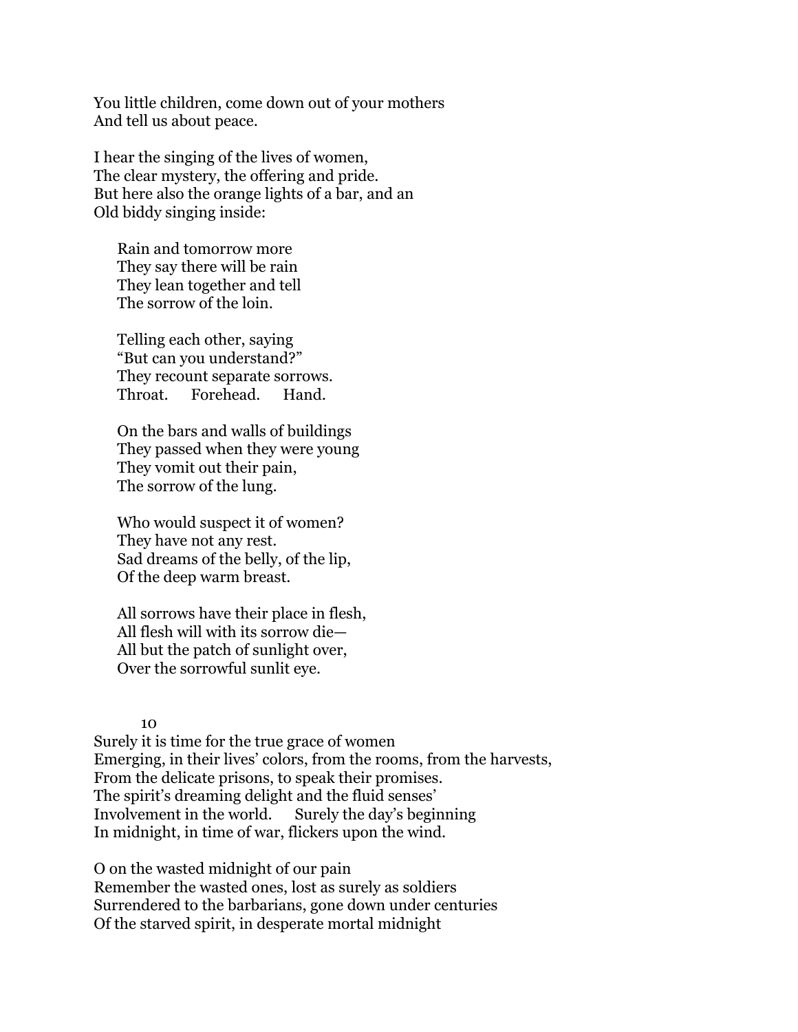You little children, come down out of your mothers  
And tell us about peace.

I hear the singing of the lives of women,  
The clear mystery, the offering and pride.  
But here also the orange lights of a bar, and an  
Old biddy singing inside:

> Rain and tomorrow more  
> They say there will be rain  
> They lean together and tell  
> The sorrow of the loin.
>
> Telling each other, saying  
> "But can you understand?"  
> They recount separate sorrows.  
> Throat.      Forehead.      Hand.
>
> On the bars and walls of buildings  
> They passed when they were young  
> They vomit out their pain,  
> The sorrow of the lung.
>
> Who would suspect it of women?  
> They have not any rest.  
> Sad dreams of the belly, of the lip,  
> Of the deep warm breast.
>
> All sorrows have their place in flesh,  
> All flesh will with its sorrow die—  
> All but the patch of sunlight over,  
> Over the sorrowful sunlit eye.

## 10

Surely it is time for the true grace of women  
Emerging, in their lives' colors, from the rooms, from the harvests,  
From the delicate prisons, to speak their promises.  
The spirit's dreaming delight and the fluid senses'  
Involvement in the world.      Surely the day's beginning  
In midnight, in time of war, flickers upon the wind.

O on the wasted midnight of our pain  
Remember the wasted ones, lost as surely as soldiers  
Surrendered to the barbarians, gone down under centuries  
Of the starved spirit, in desperate mortal midnight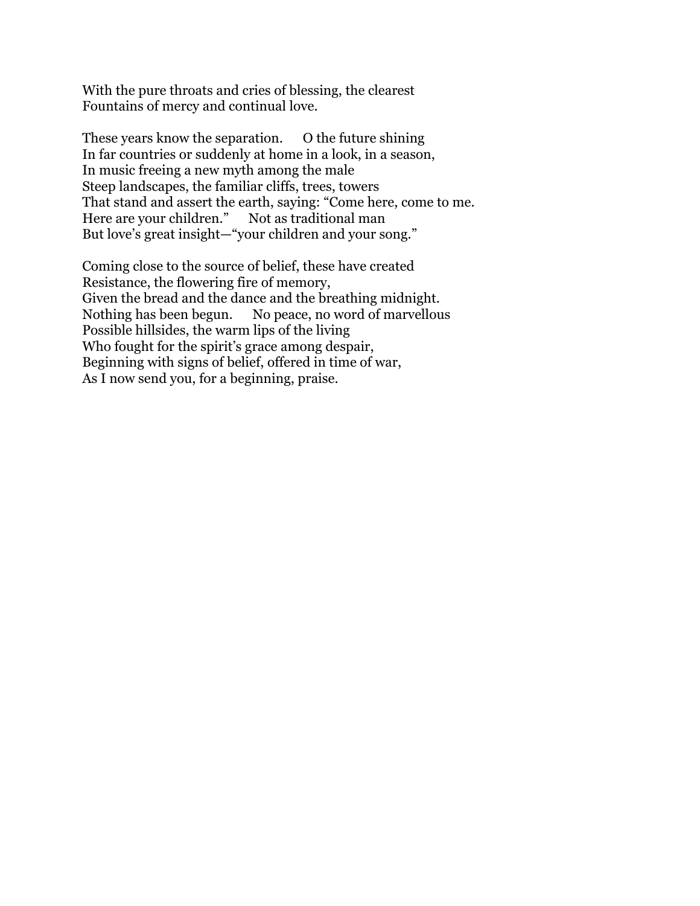With the pure throats and cries of blessing, the clearest
Fountains of mercy and continual love.

These years know the separation. O the future shining
In far countries or suddenly at home in a look, in a season,
In music freeing a new myth among the male
Steep landscapes, the familiar cliffs, trees, towers
That stand and assert the earth, saying: "Come here, come to me.
Here are your children." Not as traditional man
But love's great insight—"your children and your song."

Coming close to the source of belief, these have created
Resistance, the flowering fire of memory,
Given the bread and the dance and the breathing midnight.
Nothing has been begun. No peace, no word of marvellous
Possible hillsides, the warm lips of the living
Who fought for the spirit's grace among despair,
Beginning with signs of belief, offered in time of war,
As I now send you, for a beginning, praise.